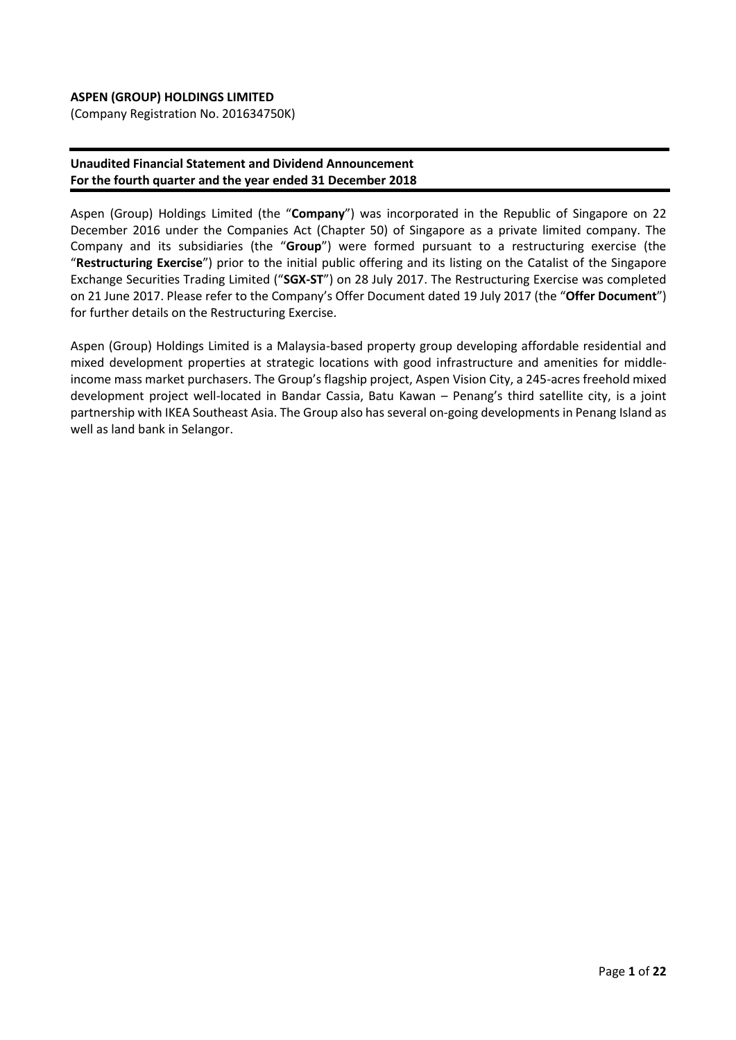**ASPEN (GROUP) HOLDINGS LIMITED**

(Company Registration No. 201634750K)

**Unaudited Financial Statement and Dividend Announcement**
**For the fourth quarter and the year ended 31 December 2018**

Aspen (Group) Holdings Limited (the "**Company**") was incorporated in the Republic of Singapore on 22 December 2016 under the Companies Act (Chapter 50) of Singapore as a private limited company. The Company and its subsidiaries (the "**Group**") were formed pursuant to a restructuring exercise (the "**Restructuring Exercise**") prior to the initial public offering and its listing on the Catalist of the Singapore Exchange Securities Trading Limited ("**SGX-ST**") on 28 July 2017. The Restructuring Exercise was completed on 21 June 2017. Please refer to the Company's Offer Document dated 19 July 2017 (the "**Offer Document**") for further details on the Restructuring Exercise.

Aspen (Group) Holdings Limited is a Malaysia-based property group developing affordable residential and mixed development properties at strategic locations with good infrastructure and amenities for middle-income mass market purchasers. The Group's flagship project, Aspen Vision City, a 245-acres freehold mixed development project well-located in Bandar Cassia, Batu Kawan – Penang's third satellite city, is a joint partnership with IKEA Southeast Asia. The Group also has several on-going developments in Penang Island as well as land bank in Selangor.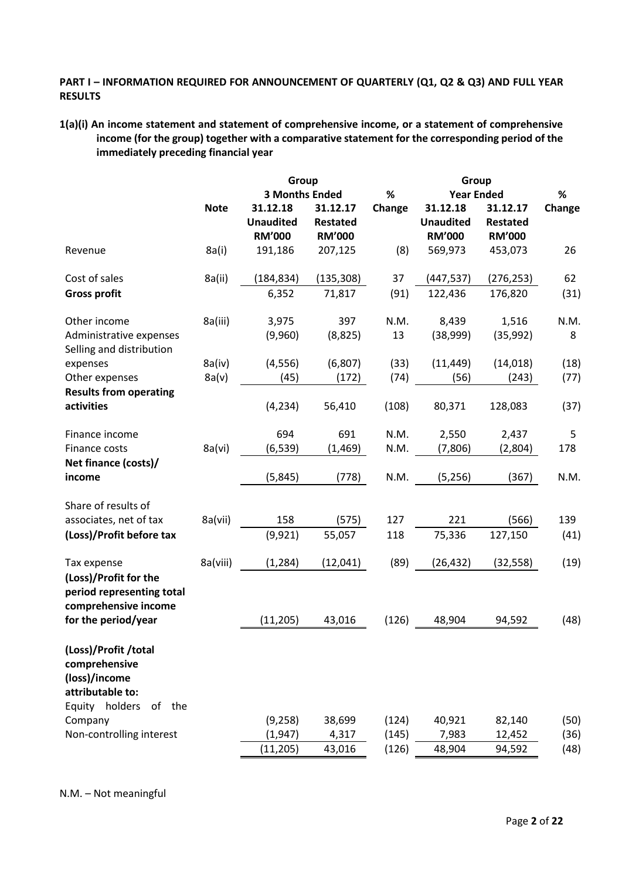**PART I – INFORMATION REQUIRED FOR ANNOUNCEMENT OF QUARTERLY (Q1, Q2 & Q3) AND FULL YEAR RESULTS**

**1(a)(i) An income statement and statement of comprehensive income, or a statement of comprehensive income (for the group) together with a comparative statement for the corresponding period of the immediately preceding financial year**

| | | **Group** | | | **Group** | | |
|---|---|---|---|---|---|---|---|
| | | **3 Months Ended** | | **%** | **Year Ended** | | **%** |
| | **Note** | **31.12.18 Unaudited RM'000** | **31.12.17 Restated RM'000** | **Change** | **31.12.18 Unaudited RM'000** | **31.12.17 Restated RM'000** | **Change** |
| Revenue | 8a(i) | 191,186 | 207,125 | (8) | 569,973 | 453,073 | 26 |
| Cost of sales | 8a(ii) | (184,834) | (135,308) | 37 | (447,537) | (276,253) | 62 |
| **Gross profit** | | 6,352 | 71,817 | (91) | 122,436 | 176,820 | (31) |
| Other income | 8a(iii) | 3,975 | 397 | N.M. | 8,439 | 1,516 | N.M. |
| Administrative expenses | | (9,960) | (8,825) | 13 | (38,999) | (35,992) | 8 |
| Selling and distribution expenses | 8a(iv) | (4,556) | (6,807) | (33) | (11,449) | (14,018) | (18) |
| Other expenses | 8a(v) | (45) | (172) | (74) | (56) | (243) | (77) |
| **Results from operating activities** | | (4,234) | 56,410 | (108) | 80,371 | 128,083 | (37) |
| Finance income | | 694 | 691 | N.M. | 2,550 | 2,437 | 5 |
| Finance costs | 8a(vi) | (6,539) | (1,469) | N.M. | (7,806) | (2,804) | 178 |
| **Net finance (costs)/ income** | | (5,845) | (778) | N.M. | (5,256) | (367) | N.M. |
| Share of results of associates, net of tax | 8a(vii) | 158 | (575) | 127 | 221 | (566) | 139 |
| **(Loss)/Profit before tax** | | (9,921) | 55,057 | 118 | 75,336 | 127,150 | (41) |
| Tax expense | 8a(viii) | (1,284) | (12,041) | (89) | (26,432) | (32,558) | (19) |
| **(Loss)/Profit for the period representing total comprehensive income for the period/year** | | (11,205) | 43,016 | (126) | 48,904 | 94,592 | (48) |
| **(Loss)/Profit /total comprehensive (loss)/income attributable to:** | | | | | | | |
| Equity holders of the Company | | (9,258) | 38,699 | (124) | 40,921 | 82,140 | (50) |
| Non-controlling interest | | (1,947) | 4,317 | (145) | 7,983 | 12,452 | (36) |
| | | (11,205) | 43,016 | (126) | 48,904 | 94,592 | (48) |

N.M. – Not meaningful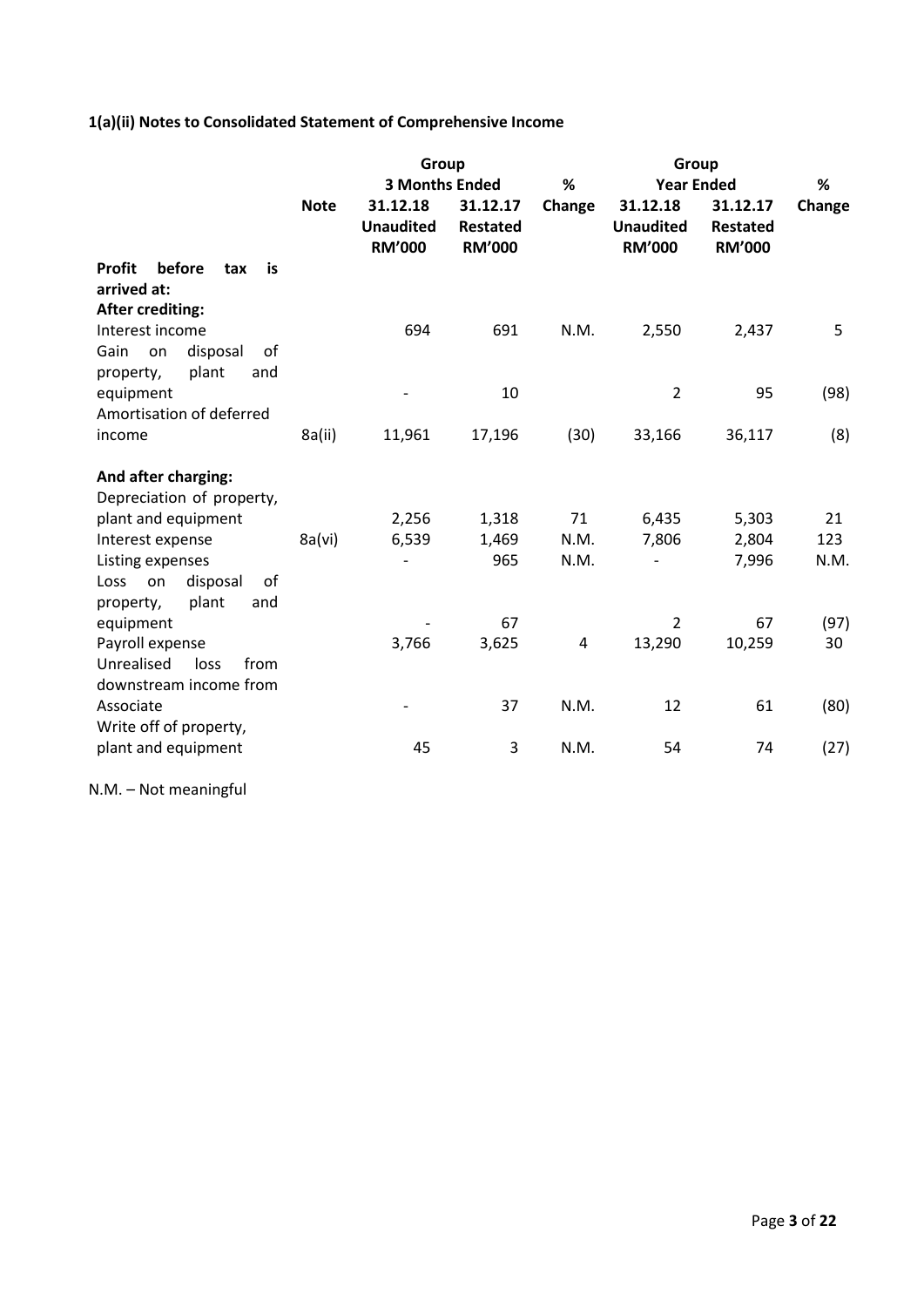### 1(a)(ii) Notes to Consolidated Statement of Comprehensive Income

| | Note | Group 3 Months Ended | | % Change | Group Year Ended | | % Change |
|---|---|---|---|---|---|---|---|
| | | 31.12.18 Unaudited RM'000 | 31.12.17 Restated RM'000 | | 31.12.18 Unaudited RM'000 | 31.12.17 Restated RM'000 | |
| **Profit before tax is arrived at:** | | | | | | | |
| **After crediting:** | | | | | | | |
| Interest income | | 694 | 691 | N.M. | 2,550 | 2,437 | 5 |
| Gain on disposal of property, plant and equipment | | - | 10 | | 2 | 95 | (98) |
| Amortisation of deferred income | 8a(ii) | 11,961 | 17,196 | (30) | 33,166 | 36,117 | (8) |
| **And after charging:** | | | | | | | |
| Depreciation of property, plant and equipment | | 2,256 | 1,318 | 71 | 6,435 | 5,303 | 21 |
| Interest expense | 8a(vi) | 6,539 | 1,469 | N.M. | 7,806 | 2,804 | 123 |
| Listing expenses | | - | 965 | N.M. | - | 7,996 | N.M. |
| Loss on disposal of property, plant and equipment | | - | 67 | | 2 | 67 | (97) |
| Payroll expense | | 3,766 | 3,625 | 4 | 13,290 | 10,259 | 30 |
| Unrealised loss from downstream income from Associate | | - | 37 | N.M. | 12 | 61 | (80) |
| Write off of property, plant and equipment | | 45 | 3 | N.M. | 54 | 74 | (27) |

N.M. – Not meaningful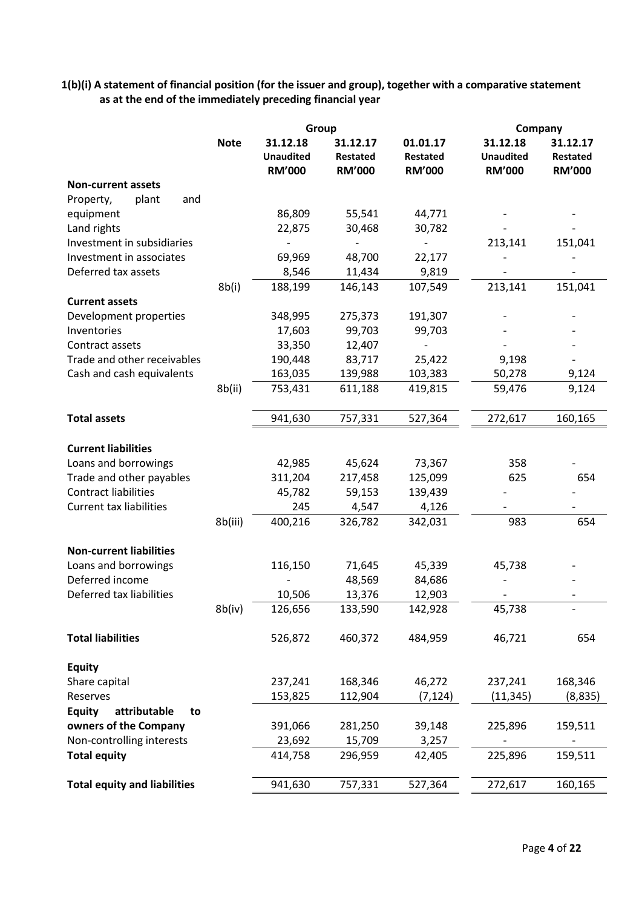**1(b)(i) A statement of financial position (for the issuer and group), together with a comparative statement as at the end of the immediately preceding financial year**

| | Note | Group | | | Company | |
|---|---|---|---|---|---|---|
| | | 31.12.18 Unaudited RM'000 | 31.12.17 Restated RM'000 | 01.01.17 Restated RM'000 | 31.12.18 Unaudited RM'000 | 31.12.17 Restated RM'000 |
| **Non-current assets** | | | | | | |
| Property, plant and equipment | | 86,809 | 55,541 | 44,771 | - | - |
| Land rights | | 22,875 | 30,468 | 30,782 | - | - |
| Investment in subsidiaries | | - | - | - | 213,141 | 151,041 |
| Investment in associates | | 69,969 | 48,700 | 22,177 | - | - |
| Deferred tax assets | | 8,546 | 11,434 | 9,819 | - | - |
| | 8b(i) | 188,199 | 146,143 | 107,549 | 213,141 | 151,041 |
| **Current assets** | | | | | | |
| Development properties | | 348,995 | 275,373 | 191,307 | - | - |
| Inventories | | 17,603 | 99,703 | 99,703 | - | - |
| Contract assets | | 33,350 | 12,407 | - | - | - |
| Trade and other receivables | | 190,448 | 83,717 | 25,422 | 9,198 | - |
| Cash and cash equivalents | | 163,035 | 139,988 | 103,383 | 50,278 | 9,124 |
| | 8b(ii) | 753,431 | 611,188 | 419,815 | 59,476 | 9,124 |
| **Total assets** | | 941,630 | 757,331 | 527,364 | 272,617 | 160,165 |
| **Current liabilities** | | | | | | |
| Loans and borrowings | | 42,985 | 45,624 | 73,367 | 358 | - |
| Trade and other payables | | 311,204 | 217,458 | 125,099 | 625 | 654 |
| Contract liabilities | | 45,782 | 59,153 | 139,439 | - | - |
| Current tax liabilities | | 245 | 4,547 | 4,126 | - | - |
| | 8b(iii) | 400,216 | 326,782 | 342,031 | 983 | 654 |
| **Non-current liabilities** | | | | | | |
| Loans and borrowings | | 116,150 | 71,645 | 45,339 | 45,738 | - |
| Deferred income | | - | 48,569 | 84,686 | - | - |
| Deferred tax liabilities | | 10,506 | 13,376 | 12,903 | - | - |
| | 8b(iv) | 126,656 | 133,590 | 142,928 | 45,738 | - |
| **Total liabilities** | | 526,872 | 460,372 | 484,959 | 46,721 | 654 |
| **Equity** | | | | | | |
| Share capital | | 237,241 | 168,346 | 46,272 | 237,241 | 168,346 |
| Reserves | | 153,825 | 112,904 | (7,124) | (11,345) | (8,835) |
| **Equity attributable to owners of the Company** | | 391,066 | 281,250 | 39,148 | 225,896 | 159,511 |
| Non-controlling interests | | 23,692 | 15,709 | 3,257 | - | - |
| **Total equity** | | 414,758 | 296,959 | 42,405 | 225,896 | 159,511 |
| **Total equity and liabilities** | | 941,630 | 757,331 | 527,364 | 272,617 | 160,165 |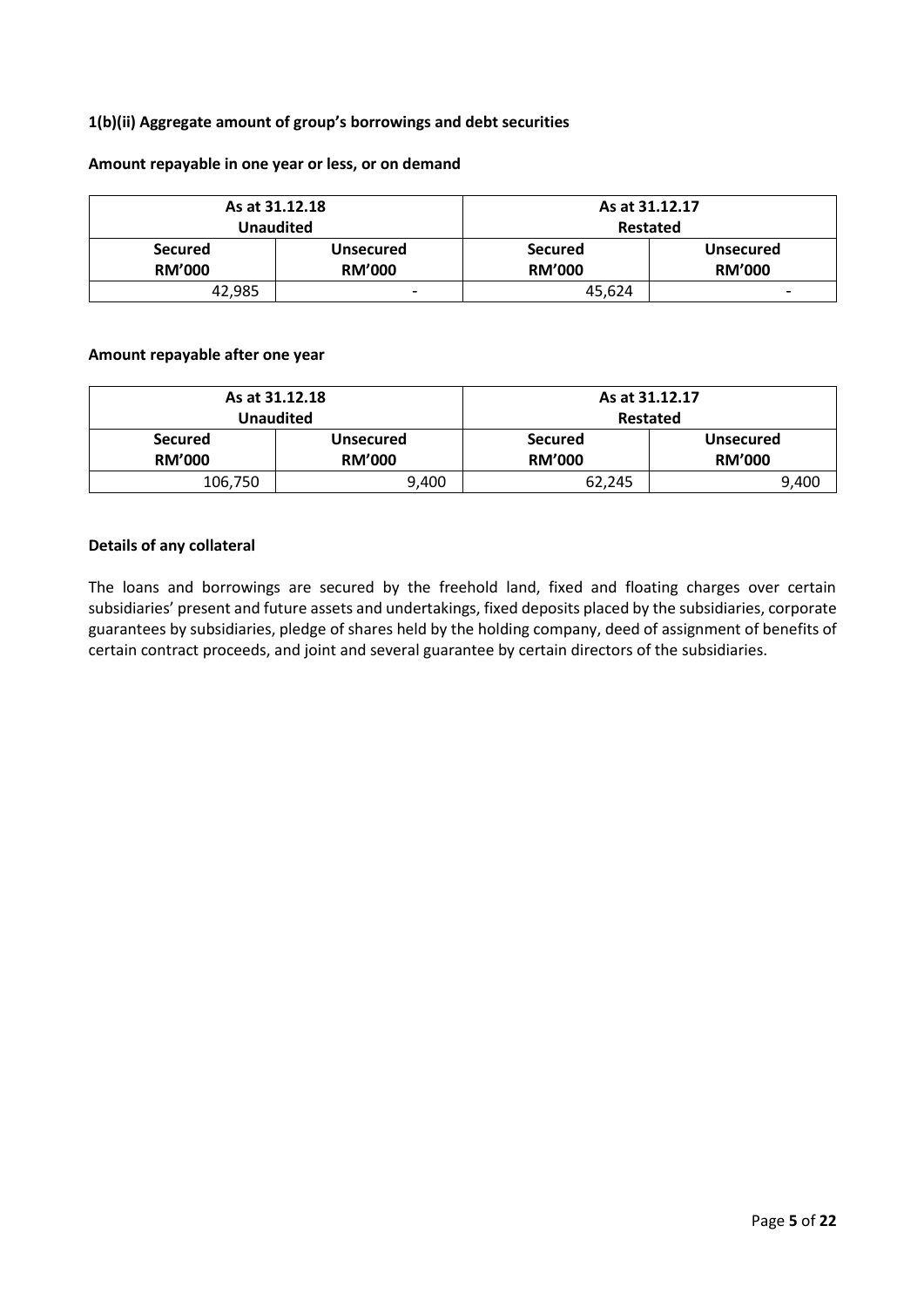**1(b)(ii) Aggregate amount of group's borrowings and debt securities**

**Amount repayable in one year or less, or on demand**

| As at 31.12.18 Unaudited | | As at 31.12.17 Restated | |
|---|---|---|---|
| **Secured RM'000** | **Unsecured RM'000** | **Secured RM'000** | **Unsecured RM'000** |
| 42,985 | - | 45,624 | - |

**Amount repayable after one year**

| As at 31.12.18 Unaudited | | As at 31.12.17 Restated | |
|---|---|---|---|
| **Secured RM'000** | **Unsecured RM'000** | **Secured RM'000** | **Unsecured RM'000** |
| 106,750 | 9,400 | 62,245 | 9,400 |

**Details of any collateral**

The loans and borrowings are secured by the freehold land, fixed and floating charges over certain subsidiaries' present and future assets and undertakings, fixed deposits placed by the subsidiaries, corporate guarantees by subsidiaries, pledge of shares held by the holding company, deed of assignment of benefits of certain contract proceeds, and joint and several guarantee by certain directors of the subsidiaries.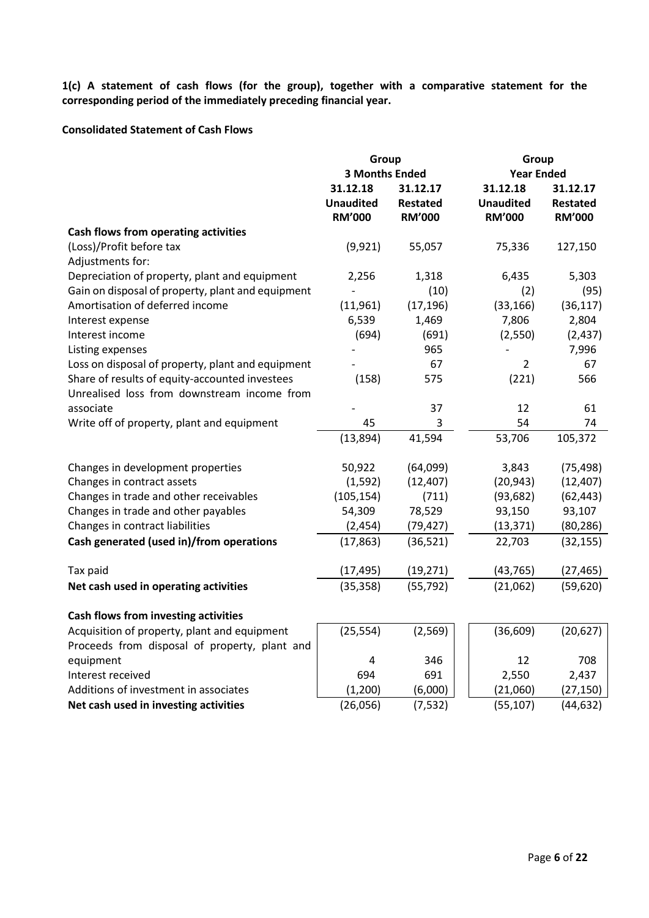**1(c) A statement of cash flows (for the group), together with a comparative statement for the corresponding period of the immediately preceding financial year.**

**Consolidated Statement of Cash Flows**

| | Group | | Group | |
|---|---|---|---|---|
| | 3 Months Ended | | Year Ended | |
| | 31.12.18 Unaudited RM'000 | 31.12.17 Restated RM'000 | 31.12.18 Unaudited RM'000 | 31.12.17 Restated RM'000 |
| **Cash flows from operating activities** | | | | |
| (Loss)/Profit before tax | (9,921) | 55,057 | 75,336 | 127,150 |
| Adjustments for: | | | | |
| Depreciation of property, plant and equipment | 2,256 | 1,318 | 6,435 | 5,303 |
| Gain on disposal of property, plant and equipment | - | (10) | (2) | (95) |
| Amortisation of deferred income | (11,961) | (17,196) | (33,166) | (36,117) |
| Interest expense | 6,539 | 1,469 | 7,806 | 2,804 |
| Interest income | (694) | (691) | (2,550) | (2,437) |
| Listing expenses | - | 965 | - | 7,996 |
| Loss on disposal of property, plant and equipment | - | 67 | 2 | 67 |
| Share of results of equity-accounted investees | (158) | 575 | (221) | 566 |
| Unrealised loss from downstream income from associate | - | 37 | 12 | 61 |
| Write off of property, plant and equipment | 45 | 3 | 54 | 74 |
| | (13,894) | 41,594 | 53,706 | 105,372 |
| Changes in development properties | 50,922 | (64,099) | 3,843 | (75,498) |
| Changes in contract assets | (1,592) | (12,407) | (20,943) | (12,407) |
| Changes in trade and other receivables | (105,154) | (711) | (93,682) | (62,443) |
| Changes in trade and other payables | 54,309 | 78,529 | 93,150 | 93,107 |
| Changes in contract liabilities | (2,454) | (79,427) | (13,371) | (80,286) |
| **Cash generated (used in)/from operations** | (17,863) | (36,521) | 22,703 | (32,155) |
| Tax paid | (17,495) | (19,271) | (43,765) | (27,465) |
| **Net cash used in operating activities** | (35,358) | (55,792) | (21,062) | (59,620) |
| **Cash flows from investing activities** | | | | |
| Acquisition of property, plant and equipment | (25,554) | (2,569) | (36,609) | (20,627) |
| Proceeds from disposal of property, plant and equipment | 4 | 346 | 12 | 708 |
| Interest received | 694 | 691 | 2,550 | 2,437 |
| Additions of investment in associates | (1,200) | (6,000) | (21,060) | (27,150) |
| **Net cash used in investing activities** | (26,056) | (7,532) | (55,107) | (44,632) |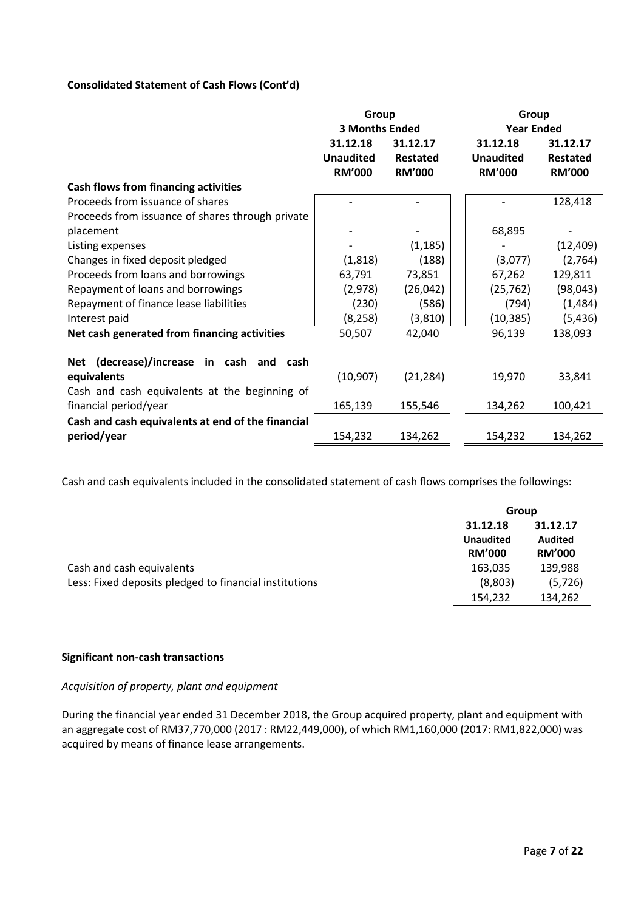**Consolidated Statement of Cash Flows (Cont'd)**

| | Group | | Group | |
|---|---|---|---|---|
| | 3 Months Ended | | Year Ended | |
| | 31.12.18 Unaudited RM'000 | 31.12.17 Restated RM'000 | 31.12.18 Unaudited RM'000 | 31.12.17 Restated RM'000 |
| **Cash flows from financing activities** | | | | |
| Proceeds from issuance of shares | - | - | - | 128,418 |
| Proceeds from issuance of shares through private placement | - | - | 68,895 | - |
| Listing expenses | - | (1,185) | - | (12,409) |
| Changes in fixed deposit pledged | (1,818) | (188) | (3,077) | (2,764) |
| Proceeds from loans and borrowings | 63,791 | 73,851 | 67,262 | 129,811 |
| Repayment of loans and borrowings | (2,978) | (26,042) | (25,762) | (98,043) |
| Repayment of finance lease liabilities | (230) | (586) | (794) | (1,484) |
| Interest paid | (8,258) | (3,810) | (10,385) | (5,436) |
| **Net cash generated from financing activities** | 50,507 | 42,040 | 96,139 | 138,093 |
| **Net (decrease)/increase in cash and cash equivalents** | (10,907) | (21,284) | 19,970 | 33,841 |
| Cash and cash equivalents at the beginning of financial period/year | 165,139 | 155,546 | 134,262 | 100,421 |
| **Cash and cash equivalents at end of the financial period/year** | 154,232 | 134,262 | 154,232 | 134,262 |

Cash and cash equivalents included in the consolidated statement of cash flows comprises the followings:

| | Group | |
|---|---|---|
| | 31.12.18 Unaudited RM'000 | 31.12.17 Audited RM'000 |
| Cash and cash equivalents | 163,035 | 139,988 |
| Less: Fixed deposits pledged to financial institutions | (8,803) | (5,726) |
| | 154,232 | 134,262 |

**Significant non-cash transactions**

*Acquisition of property, plant and equipment*

During the financial year ended 31 December 2018, the Group acquired property, plant and equipment with an aggregate cost of RM37,770,000 (2017 : RM22,449,000), of which RM1,160,000 (2017: RM1,822,000) was acquired by means of finance lease arrangements.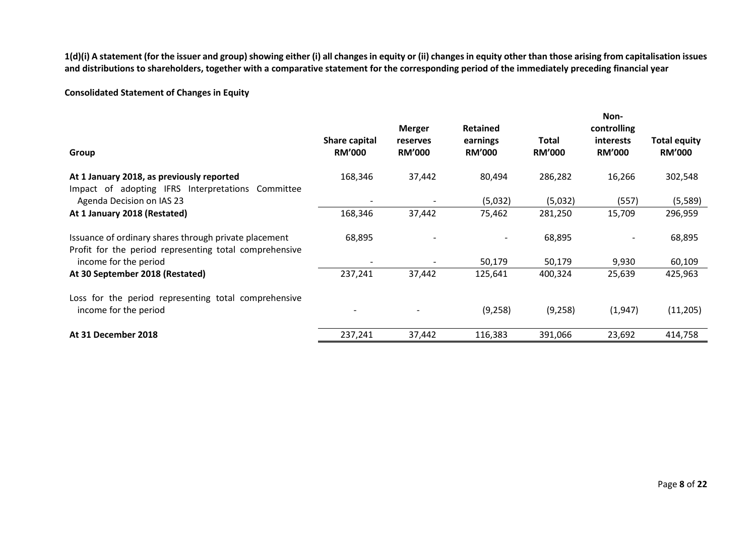**1(d)(i) A statement (for the issuer and group) showing either (i) all changes in equity or (ii) changes in equity other than those arising from capitalisation issues and distributions to shareholders, together with a comparative statement for the corresponding period of the immediately preceding financial year**

**Consolidated Statement of Changes in Equity**

| Group | Share capital RM'000 | Merger reserves RM'000 | Retained earnings RM'000 | Total RM'000 | Non-controlling interests RM'000 | Total equity RM'000 |
|---|---|---|---|---|---|---|
| **At 1 January 2018, as previously reported** | 168,346 | 37,442 | 80,494 | 286,282 | 16,266 | 302,548 |
| Impact of adopting IFRS Interpretations Committee Agenda Decision on IAS 23 | - | - | (5,032) | (5,032) | (557) | (5,589) |
| **At 1 January 2018 (Restated)** | 168,346 | 37,442 | 75,462 | 281,250 | 15,709 | 296,959 |
| Issuance of ordinary shares through private placement | 68,895 | - | - | 68,895 | - | 68,895 |
| Profit for the period representing total comprehensive income for the period | - | - | 50,179 | 50,179 | 9,930 | 60,109 |
| **At 30 September 2018 (Restated)** | 237,241 | 37,442 | 125,641 | 400,324 | 25,639 | 425,963 |
| Loss for the period representing total comprehensive income for the period | - | - | (9,258) | (9,258) | (1,947) | (11,205) |
| **At 31 December 2018** | 237,241 | 37,442 | 116,383 | 391,066 | 23,692 | 414,758 |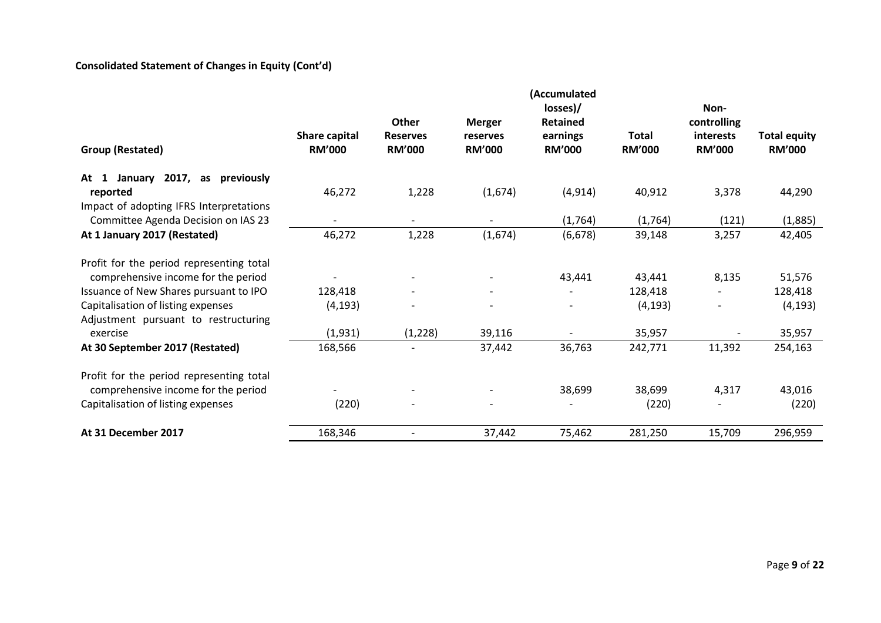**Consolidated Statement of Changes in Equity (Cont'd)**

| Group (Restated) | Share capital RM'000 | Other Reserves RM'000 | Merger reserves RM'000 | (Accumulated losses)/ Retained earnings RM'000 | Total RM'000 | Non-controlling interests RM'000 | Total equity RM'000 |
|---|---|---|---|---|---|---|---|
| At 1 January 2017, as previously reported | 46,272 | 1,228 | (1,674) | (4,914) | 40,912 | 3,378 | 44,290 |
| Impact of adopting IFRS Interpretations Committee Agenda Decision on IAS 23 | - | - | - | (1,764) | (1,764) | (121) | (1,885) |
| **At 1 January 2017 (Restated)** | 46,272 | 1,228 | (1,674) | (6,678) | 39,148 | 3,257 | 42,405 |
| Profit for the period representing total comprehensive income for the period | - | - | - | 43,441 | 43,441 | 8,135 | 51,576 |
| Issuance of New Shares pursuant to IPO | 128,418 | - | - | - | 128,418 | - | 128,418 |
| Capitalisation of listing expenses | (4,193) | - | - | - | (4,193) | - | (4,193) |
| Adjustment pursuant to restructuring exercise | (1,931) | (1,228) | 39,116 | - | 35,957 | - | 35,957 |
| **At 30 September 2017 (Restated)** | 168,566 | - | 37,442 | 36,763 | 242,771 | 11,392 | 254,163 |
| Profit for the period representing total comprehensive income for the period | - | - | - | 38,699 | 38,699 | 4,317 | 43,016 |
| Capitalisation of listing expenses | (220) | - | - | - | (220) | - | (220) |
| **At 31 December 2017** | 168,346 | - | 37,442 | 75,462 | 281,250 | 15,709 | 296,959 |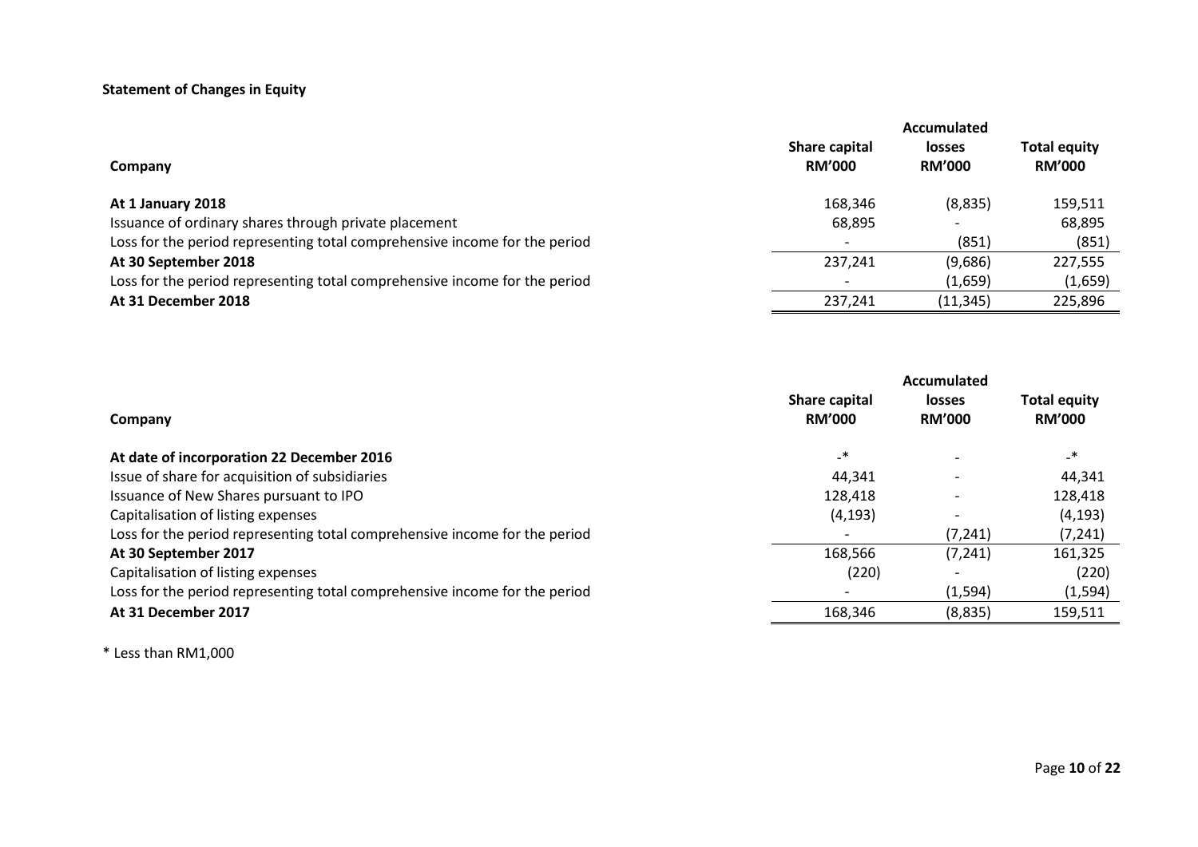**Statement of Changes in Equity**

| Company | Share capital RM'000 | Accumulated losses RM'000 | Total equity RM'000 |
|---|---|---|---|
| **At 1 January 2018** | 168,346 | (8,835) | 159,511 |
| Issuance of ordinary shares through private placement | 68,895 | - | 68,895 |
| Loss for the period representing total comprehensive income for the period | - | (851) | (851) |
| **At 30 September 2018** | 237,241 | (9,686) | 227,555 |
| Loss for the period representing total comprehensive income for the period | - | (1,659) | (1,659) |
| **At 31 December 2018** | 237,241 | (11,345) | 225,896 |

| Company | Share capital RM'000 | Accumulated losses RM'000 | Total equity RM'000 |
|---|---|---|---|
| **At date of incorporation 22 December 2016** | -* | - | -* |
| Issue of share for acquisition of subsidiaries | 44,341 | - | 44,341 |
| Issuance of New Shares pursuant to IPO | 128,418 | - | 128,418 |
| Capitalisation of listing expenses | (4,193) | - | (4,193) |
| Loss for the period representing total comprehensive income for the period | - | (7,241) | (7,241) |
| **At 30 September 2017** | 168,566 | (7,241) | 161,325 |
| Capitalisation of listing expenses | (220) | - | (220) |
| Loss for the period representing total comprehensive income for the period | - | (1,594) | (1,594) |
| **At 31 December 2017** | 168,346 | (8,835) | 159,511 |

* Less than RM1,000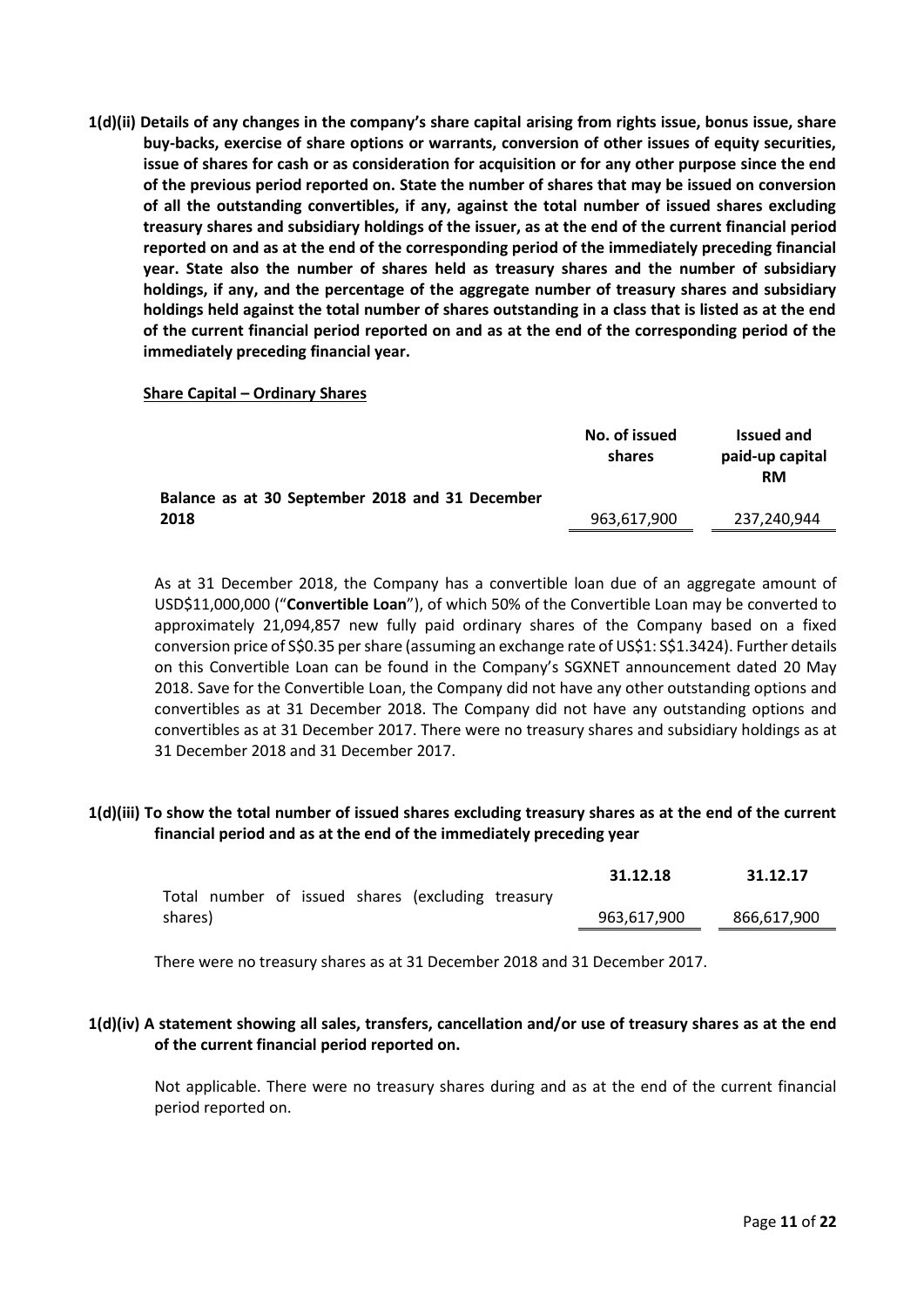**1(d)(ii) Details of any changes in the company's share capital arising from rights issue, bonus issue, share buy-backs, exercise of share options or warrants, conversion of other issues of equity securities, issue of shares for cash or as consideration for acquisition or for any other purpose since the end of the previous period reported on. State the number of shares that may be issued on conversion of all the outstanding convertibles, if any, against the total number of issued shares excluding treasury shares and subsidiary holdings of the issuer, as at the end of the current financial period reported on and as at the end of the corresponding period of the immediately preceding financial year. State also the number of shares held as treasury shares and the number of subsidiary holdings, if any, and the percentage of the aggregate number of treasury shares and subsidiary holdings held against the total number of shares outstanding in a class that is listed as at the end of the current financial period reported on and as at the end of the corresponding period of the immediately preceding financial year.**

**Share Capital – Ordinary Shares**

| | No. of issued shares | Issued and paid-up capital RM |
|---|---|---|
| **Balance as at 30 September 2018 and 31 December 2018** | 963,617,900 | 237,240,944 |

As at 31 December 2018, the Company has a convertible loan due of an aggregate amount of USD$11,000,000 ("**Convertible Loan**"), of which 50% of the Convertible Loan may be converted to approximately 21,094,857 new fully paid ordinary shares of the Company based on a fixed conversion price of S$0.35 per share (assuming an exchange rate of US$1: S$1.3424). Further details on this Convertible Loan can be found in the Company's SGXNET announcement dated 20 May 2018. Save for the Convertible Loan, the Company did not have any other outstanding options and convertibles as at 31 December 2018. The Company did not have any outstanding options and convertibles as at 31 December 2017. There were no treasury shares and subsidiary holdings as at 31 December 2018 and 31 December 2017.

**1(d)(iii) To show the total number of issued shares excluding treasury shares as at the end of the current financial period and as at the end of the immediately preceding year**

| | 31.12.18 | 31.12.17 |
|---|---|---|
| Total number of issued shares (excluding treasury shares) | 963,617,900 | 866,617,900 |

There were no treasury shares as at 31 December 2018 and 31 December 2017.

**1(d)(iv) A statement showing all sales, transfers, cancellation and/or use of treasury shares as at the end of the current financial period reported on.**

Not applicable. There were no treasury shares during and as at the end of the current financial period reported on.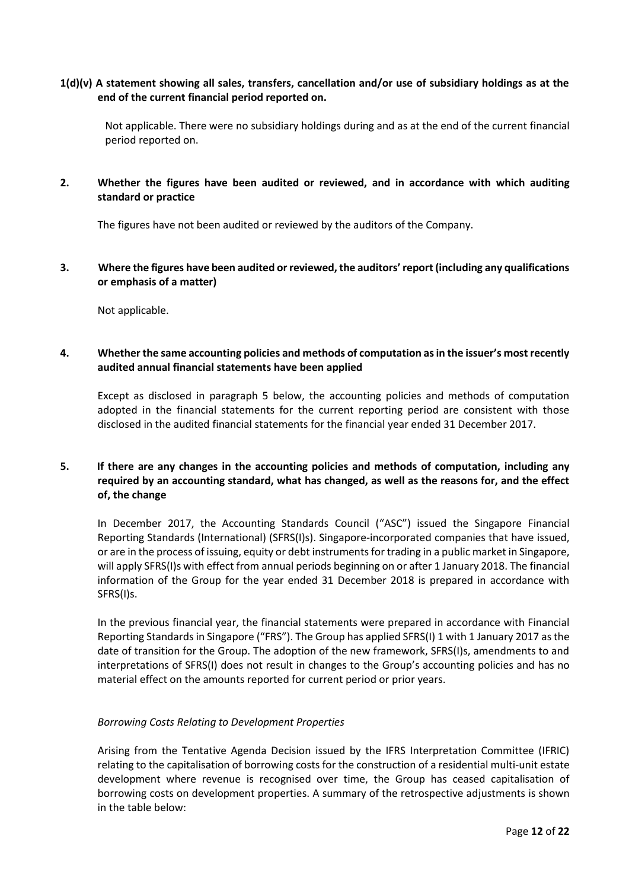**1(d)(v) A statement showing all sales, transfers, cancellation and/or use of subsidiary holdings as at the end of the current financial period reported on.**

Not applicable. There were no subsidiary holdings during and as at the end of the current financial period reported on.

**2. Whether the figures have been audited or reviewed, and in accordance with which auditing standard or practice**

The figures have not been audited or reviewed by the auditors of the Company.

**3. Where the figures have been audited or reviewed, the auditors' report (including any qualifications or emphasis of a matter)**

Not applicable.

**4. Whether the same accounting policies and methods of computation as in the issuer's most recently audited annual financial statements have been applied**

Except as disclosed in paragraph 5 below, the accounting policies and methods of computation adopted in the financial statements for the current reporting period are consistent with those disclosed in the audited financial statements for the financial year ended 31 December 2017.

**5. If there are any changes in the accounting policies and methods of computation, including any required by an accounting standard, what has changed, as well as the reasons for, and the effect of, the change**

In December 2017, the Accounting Standards Council ("ASC") issued the Singapore Financial Reporting Standards (International) (SFRS(I)s). Singapore-incorporated companies that have issued, or are in the process of issuing, equity or debt instruments for trading in a public market in Singapore, will apply SFRS(I)s with effect from annual periods beginning on or after 1 January 2018. The financial information of the Group for the year ended 31 December 2018 is prepared in accordance with SFRS(I)s.

In the previous financial year, the financial statements were prepared in accordance with Financial Reporting Standards in Singapore ("FRS"). The Group has applied SFRS(I) 1 with 1 January 2017 as the date of transition for the Group. The adoption of the new framework, SFRS(I)s, amendments to and interpretations of SFRS(I) does not result in changes to the Group's accounting policies and has no material effect on the amounts reported for current period or prior years.

*Borrowing Costs Relating to Development Properties*

Arising from the Tentative Agenda Decision issued by the IFRS Interpretation Committee (IFRIC) relating to the capitalisation of borrowing costs for the construction of a residential multi-unit estate development where revenue is recognised over time, the Group has ceased capitalisation of borrowing costs on development properties. A summary of the retrospective adjustments is shown in the table below: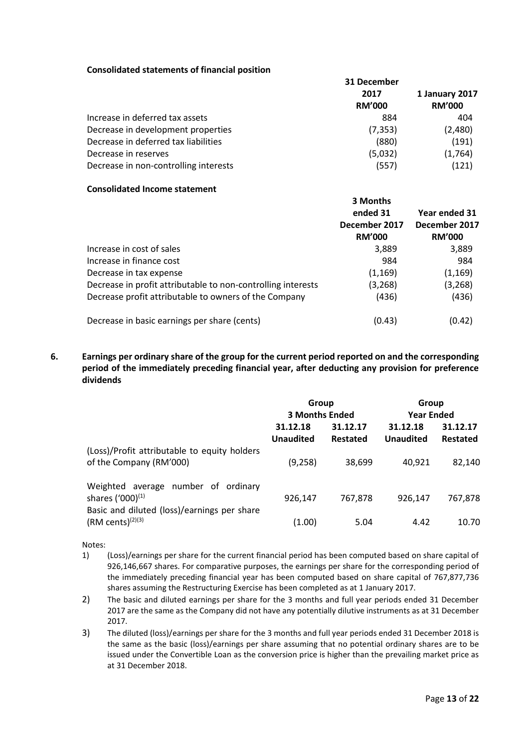**Consolidated statements of financial position**

| | 31 December 2017 RM'000 | 1 January 2017 RM'000 |
|---|---|---|
| Increase in deferred tax assets | 884 | 404 |
| Decrease in development properties | (7,353) | (2,480) |
| Decrease in deferred tax liabilities | (880) | (191) |
| Decrease in reserves | (5,032) | (1,764) |
| Decrease in non-controlling interests | (557) | (121) |

**Consolidated Income statement**

| | 3 Months ended 31 December 2017 RM'000 | Year ended 31 December 2017 RM'000 |
|---|---|---|
| Increase in cost of sales | 3,889 | 3,889 |
| Increase in finance cost | 984 | 984 |
| Decrease in tax expense | (1,169) | (1,169) |
| Decrease in profit attributable to non-controlling interests | (3,268) | (3,268) |
| Decrease profit attributable to owners of the Company | (436) | (436) |
| Decrease in basic earnings per share (cents) | (0.43) | (0.42) |

## 6. Earnings per ordinary share of the group for the current period reported on and the corresponding period of the immediately preceding financial year, after deducting any provision for preference dividends

| | Group 3 Months Ended | | Group Year Ended | |
|---|---|---|---|---|
| | 31.12.18 Unaudited | 31.12.17 Restated | 31.12.18 Unaudited | 31.12.17 Restated |
| (Loss)/Profit attributable to equity holders of the Company (RM'000) | (9,258) | 38,699 | 40,921 | 82,140 |
| Weighted average number of ordinary shares ('000)[1] | 926,147 | 767,878 | 926,147 | 767,878 |
| Basic and diluted (loss)/earnings per share (RM cents)[2][3] | (1.00) | 5.04 | 4.42 | 10.70 |

Notes:

1) (Loss)/earnings per share for the current financial period has been computed based on share capital of 926,146,667 shares. For comparative purposes, the earnings per share for the corresponding period of the immediately preceding financial year has been computed based on share capital of 767,877,736 shares assuming the Restructuring Exercise has been completed as at 1 January 2017.
2) The basic and diluted earnings per share for the 3 months and full year periods ended 31 December 2017 are the same as the Company did not have any potentially dilutive instruments as at 31 December 2017.
3) The diluted (loss)/earnings per share for the 3 months and full year periods ended 31 December 2018 is the same as the basic (loss)/earnings per share assuming that no potential ordinary shares are to be issued under the Convertible Loan as the conversion price is higher than the prevailing market price as at 31 December 2018.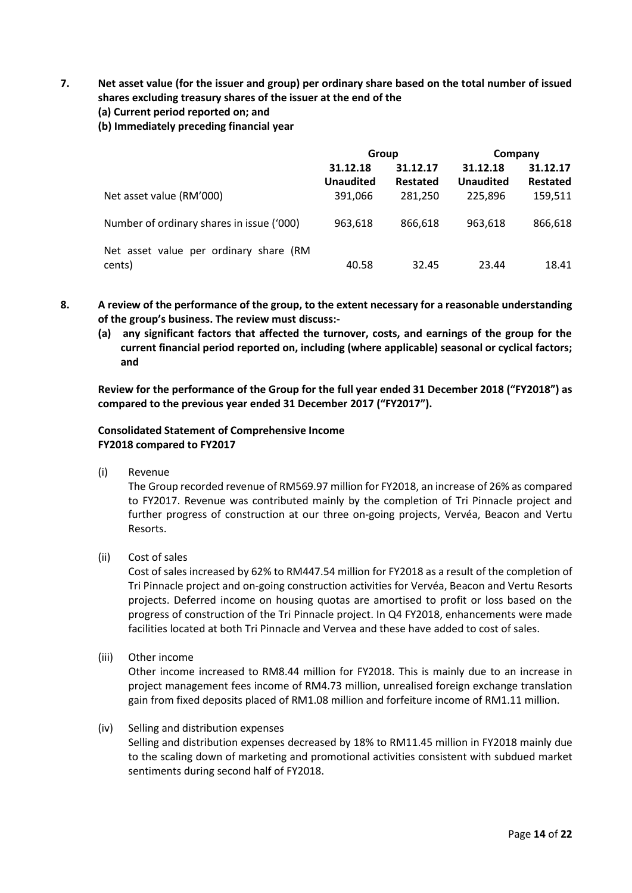**7. Net asset value (for the issuer and group) per ordinary share based on the total number of issued shares excluding treasury shares of the issuer at the end of the**

**(a) Current period reported on; and**

**(b) Immediately preceding financial year**

| | Group | | Company | |
|---|---|---|---|---|
| | **31.12.18 Unaudited** | **31.12.17 Restated** | **31.12.18 Unaudited** | **31.12.17 Restated** |
| Net asset value (RM'000) | 391,066 | 281,250 | 225,896 | 159,511 |
| Number of ordinary shares in issue ('000) | 963,618 | 866,618 | 963,618 | 866,618 |
| Net asset value per ordinary share (RM cents) | 40.58 | 32.45 | 23.44 | 18.41 |

**8. A review of the performance of the group, to the extent necessary for a reasonable understanding of the group's business. The review must discuss:-**

**(a) any significant factors that affected the turnover, costs, and earnings of the group for the current financial period reported on, including (where applicable) seasonal or cyclical factors; and**

**Review for the performance of the Group for the full year ended 31 December 2018 ("FY2018") as compared to the previous year ended 31 December 2017 ("FY2017").**

**Consolidated Statement of Comprehensive Income**
**FY2018 compared to FY2017**

(i) Revenue

The Group recorded revenue of RM569.97 million for FY2018, an increase of 26% as compared to FY2017. Revenue was contributed mainly by the completion of Tri Pinnacle project and further progress of construction at our three on-going projects, Vervéa, Beacon and Vertu Resorts.

(ii) Cost of sales

Cost of sales increased by 62% to RM447.54 million for FY2018 as a result of the completion of Tri Pinnacle project and on-going construction activities for Vervéa, Beacon and Vertu Resorts projects. Deferred income on housing quotas are amortised to profit or loss based on the progress of construction of the Tri Pinnacle project. In Q4 FY2018, enhancements were made facilities located at both Tri Pinnacle and Vervea and these have added to cost of sales.

(iii) Other income

Other income increased to RM8.44 million for FY2018. This is mainly due to an increase in project management fees income of RM4.73 million, unrealised foreign exchange translation gain from fixed deposits placed of RM1.08 million and forfeiture income of RM1.11 million.

(iv) Selling and distribution expenses

Selling and distribution expenses decreased by 18% to RM11.45 million in FY2018 mainly due to the scaling down of marketing and promotional activities consistent with subdued market sentiments during second half of FY2018.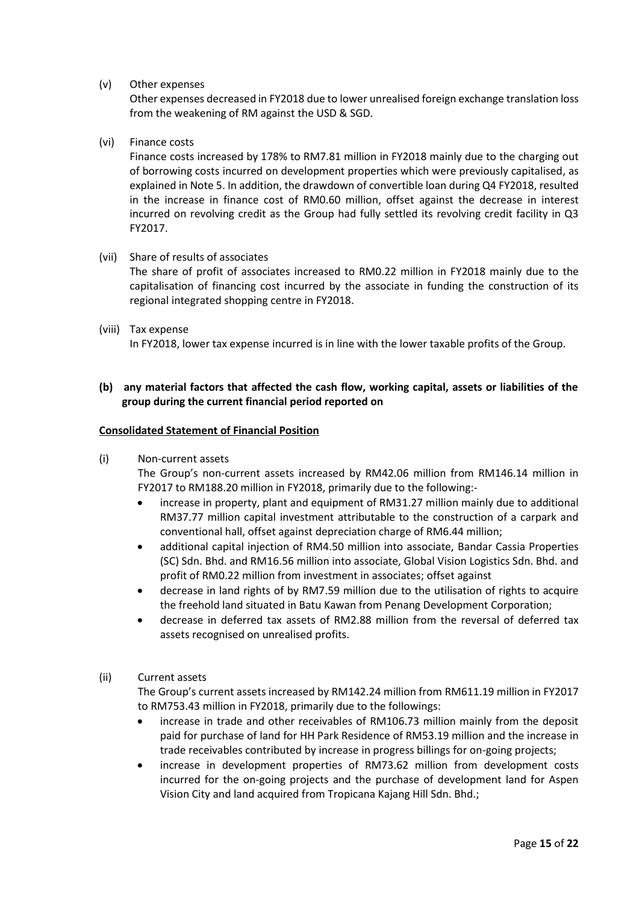(v) Other expenses

Other expenses decreased in FY2018 due to lower unrealised foreign exchange translation loss from the weakening of RM against the USD & SGD.

(vi) Finance costs

Finance costs increased by 178% to RM7.81 million in FY2018 mainly due to the charging out of borrowing costs incurred on development properties which were previously capitalised, as explained in Note 5. In addition, the drawdown of convertible loan during Q4 FY2018, resulted in the increase in finance cost of RM0.60 million, offset against the decrease in interest incurred on revolving credit as the Group had fully settled its revolving credit facility in Q3 FY2017.

(vii) Share of results of associates

The share of profit of associates increased to RM0.22 million in FY2018 mainly due to the capitalisation of financing cost incurred by the associate in funding the construction of its regional integrated shopping centre in FY2018.

(viii) Tax expense

In FY2018, lower tax expense incurred is in line with the lower taxable profits of the Group.

**(b) any material factors that affected the cash flow, working capital, assets or liabilities of the group during the current financial period reported on**

**Consolidated Statement of Financial Position**

(i) Non-current assets

The Group's non-current assets increased by RM42.06 million from RM146.14 million in FY2017 to RM188.20 million in FY2018, primarily due to the following:-

- increase in property, plant and equipment of RM31.27 million mainly due to additional RM37.77 million capital investment attributable to the construction of a carpark and conventional hall, offset against depreciation charge of RM6.44 million;
- additional capital injection of RM4.50 million into associate, Bandar Cassia Properties (SC) Sdn. Bhd. and RM16.56 million into associate, Global Vision Logistics Sdn. Bhd. and profit of RM0.22 million from investment in associates; offset against
- decrease in land rights of by RM7.59 million due to the utilisation of rights to acquire the freehold land situated in Batu Kawan from Penang Development Corporation;
- decrease in deferred tax assets of RM2.88 million from the reversal of deferred tax assets recognised on unrealised profits.

(ii) Current assets

The Group's current assets increased by RM142.24 million from RM611.19 million in FY2017 to RM753.43 million in FY2018, primarily due to the followings:

- increase in trade and other receivables of RM106.73 million mainly from the deposit paid for purchase of land for HH Park Residence of RM53.19 million and the increase in trade receivables contributed by increase in progress billings for on-going projects;
- increase in development properties of RM73.62 million from development costs incurred for the on-going projects and the purchase of development land for Aspen Vision City and land acquired from Tropicana Kajang Hill Sdn. Bhd.;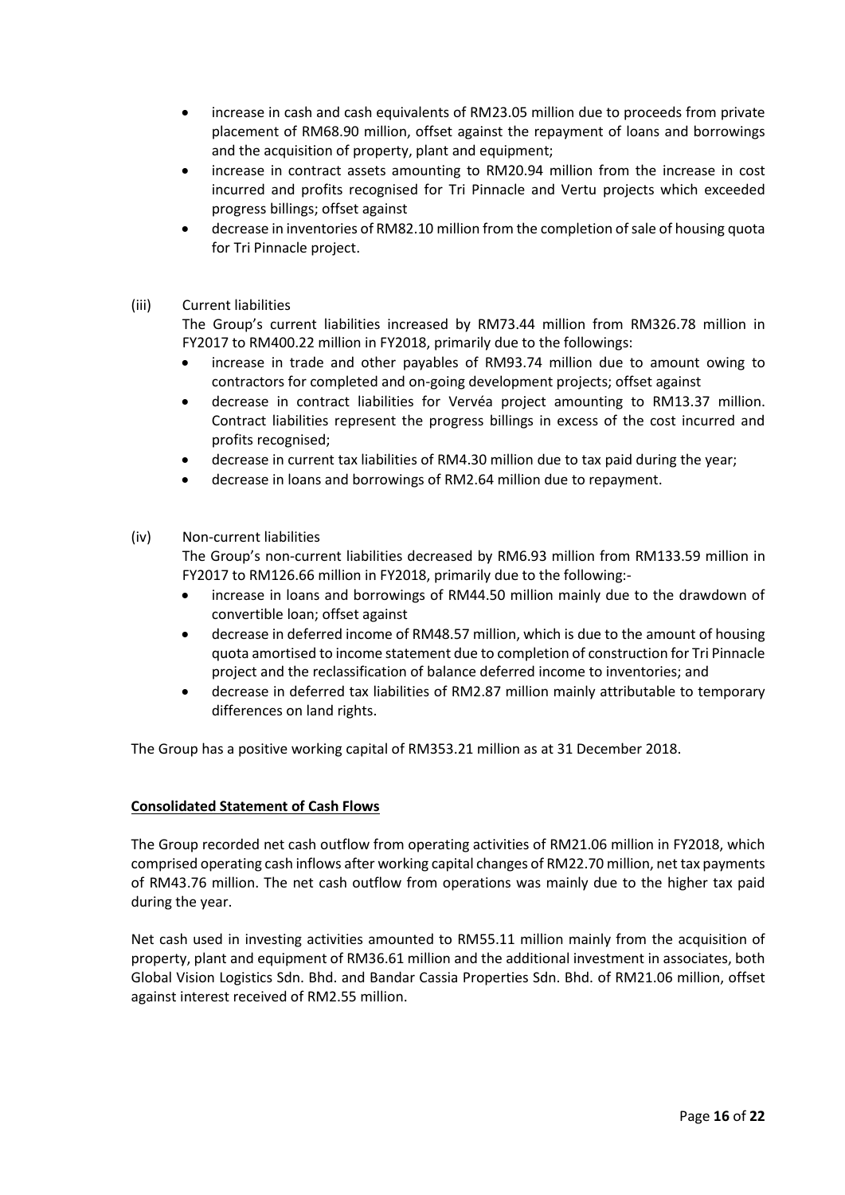- increase in cash and cash equivalents of RM23.05 million due to proceeds from private placement of RM68.90 million, offset against the repayment of loans and borrowings and the acquisition of property, plant and equipment;
- increase in contract assets amounting to RM20.94 million from the increase in cost incurred and profits recognised for Tri Pinnacle and Vertu projects which exceeded progress billings; offset against
- decrease in inventories of RM82.10 million from the completion of sale of housing quota for Tri Pinnacle project.

(iii) Current liabilities

The Group's current liabilities increased by RM73.44 million from RM326.78 million in FY2017 to RM400.22 million in FY2018, primarily due to the followings:

- increase in trade and other payables of RM93.74 million due to amount owing to contractors for completed and on-going development projects; offset against
- decrease in contract liabilities for Vervéa project amounting to RM13.37 million. Contract liabilities represent the progress billings in excess of the cost incurred and profits recognised;
- decrease in current tax liabilities of RM4.30 million due to tax paid during the year;
- decrease in loans and borrowings of RM2.64 million due to repayment.

(iv) Non-current liabilities

The Group's non-current liabilities decreased by RM6.93 million from RM133.59 million in FY2017 to RM126.66 million in FY2018, primarily due to the following:-

- increase in loans and borrowings of RM44.50 million mainly due to the drawdown of convertible loan; offset against
- decrease in deferred income of RM48.57 million, which is due to the amount of housing quota amortised to income statement due to completion of construction for Tri Pinnacle project and the reclassification of balance deferred income to inventories; and
- decrease in deferred tax liabilities of RM2.87 million mainly attributable to temporary differences on land rights.

The Group has a positive working capital of RM353.21 million as at 31 December 2018.

**Consolidated Statement of Cash Flows**

The Group recorded net cash outflow from operating activities of RM21.06 million in FY2018, which comprised operating cash inflows after working capital changes of RM22.70 million, net tax payments of RM43.76 million. The net cash outflow from operations was mainly due to the higher tax paid during the year.

Net cash used in investing activities amounted to RM55.11 million mainly from the acquisition of property, plant and equipment of RM36.61 million and the additional investment in associates, both Global Vision Logistics Sdn. Bhd. and Bandar Cassia Properties Sdn. Bhd. of RM21.06 million, offset against interest received of RM2.55 million.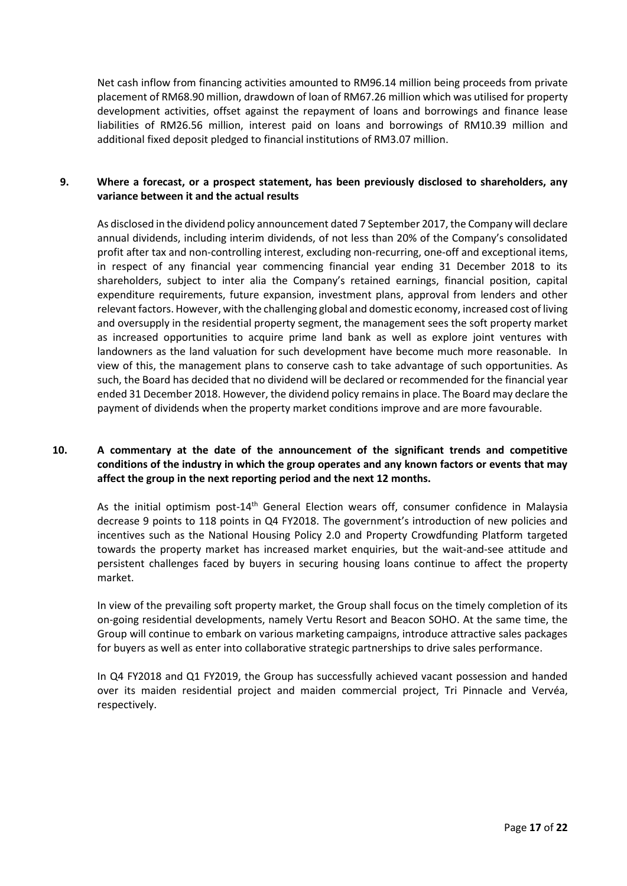Net cash inflow from financing activities amounted to RM96.14 million being proceeds from private placement of RM68.90 million, drawdown of loan of RM67.26 million which was utilised for property development activities, offset against the repayment of loans and borrowings and finance lease liabilities of RM26.56 million, interest paid on loans and borrowings of RM10.39 million and additional fixed deposit pledged to financial institutions of RM3.07 million.

## 9. Where a forecast, or a prospect statement, has been previously disclosed to shareholders, any variance between it and the actual results

As disclosed in the dividend policy announcement dated 7 September 2017, the Company will declare annual dividends, including interim dividends, of not less than 20% of the Company's consolidated profit after tax and non-controlling interest, excluding non-recurring, one-off and exceptional items, in respect of any financial year commencing financial year ending 31 December 2018 to its shareholders, subject to inter alia the Company's retained earnings, financial position, capital expenditure requirements, future expansion, investment plans, approval from lenders and other relevant factors. However, with the challenging global and domestic economy, increased cost of living and oversupply in the residential property segment, the management sees the soft property market as increased opportunities to acquire prime land bank as well as explore joint ventures with landowners as the land valuation for such development have become much more reasonable. In view of this, the management plans to conserve cash to take advantage of such opportunities. As such, the Board has decided that no dividend will be declared or recommended for the financial year ended 31 December 2018. However, the dividend policy remains in place. The Board may declare the payment of dividends when the property market conditions improve and are more favourable.

## 10. A commentary at the date of the announcement of the significant trends and competitive conditions of the industry in which the group operates and any known factors or events that may affect the group in the next reporting period and the next 12 months.

As the initial optimism post-14th General Election wears off, consumer confidence in Malaysia decrease 9 points to 118 points in Q4 FY2018. The government's introduction of new policies and incentives such as the National Housing Policy 2.0 and Property Crowdfunding Platform targeted towards the property market has increased market enquiries, but the wait-and-see attitude and persistent challenges faced by buyers in securing housing loans continue to affect the property market.

In view of the prevailing soft property market, the Group shall focus on the timely completion of its on-going residential developments, namely Vertu Resort and Beacon SOHO. At the same time, the Group will continue to embark on various marketing campaigns, introduce attractive sales packages for buyers as well as enter into collaborative strategic partnerships to drive sales performance.

In Q4 FY2018 and Q1 FY2019, the Group has successfully achieved vacant possession and handed over its maiden residential project and maiden commercial project, Tri Pinnacle and Vervéa, respectively.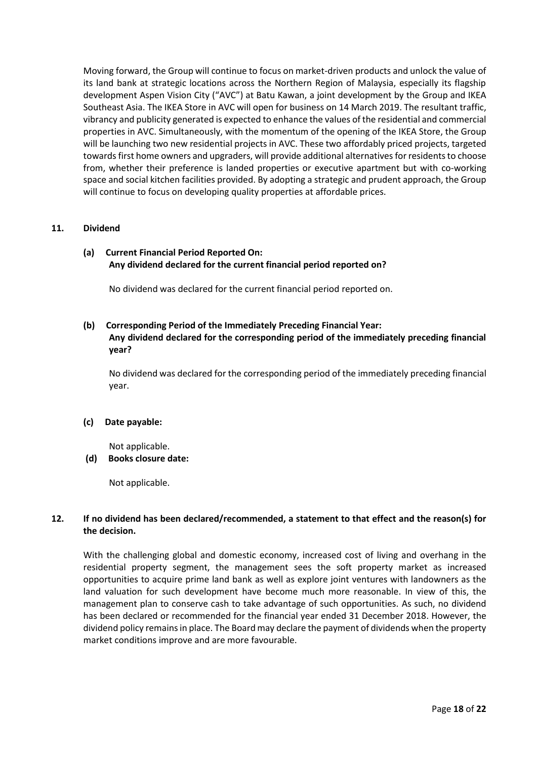Moving forward, the Group will continue to focus on market-driven products and unlock the value of its land bank at strategic locations across the Northern Region of Malaysia, especially its flagship development Aspen Vision City ("AVC") at Batu Kawan, a joint development by the Group and IKEA Southeast Asia. The IKEA Store in AVC will open for business on 14 March 2019. The resultant traffic, vibrancy and publicity generated is expected to enhance the values of the residential and commercial properties in AVC. Simultaneously, with the momentum of the opening of the IKEA Store, the Group will be launching two new residential projects in AVC. These two affordably priced projects, targeted towards first home owners and upgraders, will provide additional alternatives for residents to choose from, whether their preference is landed properties or executive apartment but with co-working space and social kitchen facilities provided. By adopting a strategic and prudent approach, the Group will continue to focus on developing quality properties at affordable prices.

## 11. Dividend

**(a) Current Financial Period Reported On:**
**Any dividend declared for the current financial period reported on?**

No dividend was declared for the current financial period reported on.

**(b) Corresponding Period of the Immediately Preceding Financial Year:**
**Any dividend declared for the corresponding period of the immediately preceding financial year?**

No dividend was declared for the corresponding period of the immediately preceding financial year.

**(c) Date payable:**

Not applicable.

**(d) Books closure date:**

Not applicable.

## 12. If no dividend has been declared/recommended, a statement to that effect and the reason(s) for the decision.

With the challenging global and domestic economy, increased cost of living and overhang in the residential property segment, the management sees the soft property market as increased opportunities to acquire prime land bank as well as explore joint ventures with landowners as the land valuation for such development have become much more reasonable. In view of this, the management plan to conserve cash to take advantage of such opportunities. As such, no dividend has been declared or recommended for the financial year ended 31 December 2018. However, the dividend policy remains in place. The Board may declare the payment of dividends when the property market conditions improve and are more favourable.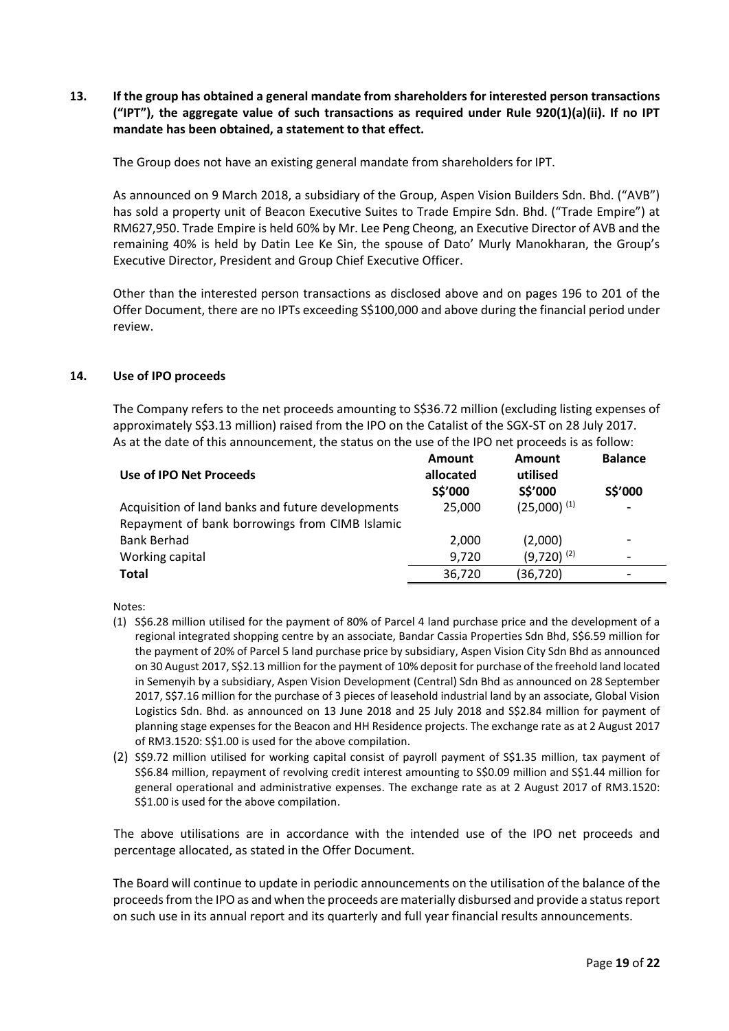**13. If the group has obtained a general mandate from shareholders for interested person transactions ("IPT"), the aggregate value of such transactions as required under Rule 920(1)(a)(ii). If no IPT mandate has been obtained, a statement to that effect.**

The Group does not have an existing general mandate from shareholders for IPT.

As announced on 9 March 2018, a subsidiary of the Group, Aspen Vision Builders Sdn. Bhd. ("AVB") has sold a property unit of Beacon Executive Suites to Trade Empire Sdn. Bhd. ("Trade Empire") at RM627,950. Trade Empire is held 60% by Mr. Lee Peng Cheong, an Executive Director of AVB and the remaining 40% is held by Datin Lee Ke Sin, the spouse of Dato' Murly Manokharan, the Group's Executive Director, President and Group Chief Executive Officer.

Other than the interested person transactions as disclosed above and on pages 196 to 201 of the Offer Document, there are no IPTs exceeding S$100,000 and above during the financial period under review.

**14. Use of IPO proceeds**

The Company refers to the net proceeds amounting to S$36.72 million (excluding listing expenses of approximately S$3.13 million) raised from the IPO on the Catalist of the SGX-ST on 28 July 2017. As at the date of this announcement, the status on the use of the IPO net proceeds is as follow:

| Use of IPO Net Proceeds | Amount allocated S$'000 | Amount utilised S$'000 | Balance S$'000 |
|---|---|---|---|
| Acquisition of land banks and future developments | 25,000 | (25,000) [(1)] | - |
| Repayment of bank borrowings from CIMB Islamic Bank Berhad | 2,000 | (2,000) | - |
| Working capital | 9,720 | (9,720) [(2)] | - |
| **Total** | 36,720 | (36,720) | - |

Notes:

(1) S$6.28 million utilised for the payment of 80% of Parcel 4 land purchase price and the development of a regional integrated shopping centre by an associate, Bandar Cassia Properties Sdn Bhd, S$6.59 million for the payment of 20% of Parcel 5 land purchase price by subsidiary, Aspen Vision City Sdn Bhd as announced on 30 August 2017, S$2.13 million for the payment of 10% deposit for purchase of the freehold land located in Semenyih by a subsidiary, Aspen Vision Development (Central) Sdn Bhd as announced on 28 September 2017, S$7.16 million for the purchase of 3 pieces of leasehold industrial land by an associate, Global Vision Logistics Sdn. Bhd. as announced on 13 June 2018 and 25 July 2018 and S$2.84 million for payment of planning stage expenses for the Beacon and HH Residence projects. The exchange rate as at 2 August 2017 of RM3.1520: S$1.00 is used for the above compilation.

(2) S$9.72 million utilised for working capital consist of payroll payment of S$1.35 million, tax payment of S$6.84 million, repayment of revolving credit interest amounting to S$0.09 million and S$1.44 million for general operational and administrative expenses. The exchange rate as at 2 August 2017 of RM3.1520: S$1.00 is used for the above compilation.

The above utilisations are in accordance with the intended use of the IPO net proceeds and percentage allocated, as stated in the Offer Document.

The Board will continue to update in periodic announcements on the utilisation of the balance of the proceeds from the IPO as and when the proceeds are materially disbursed and provide a status report on such use in its annual report and its quarterly and full year financial results announcements.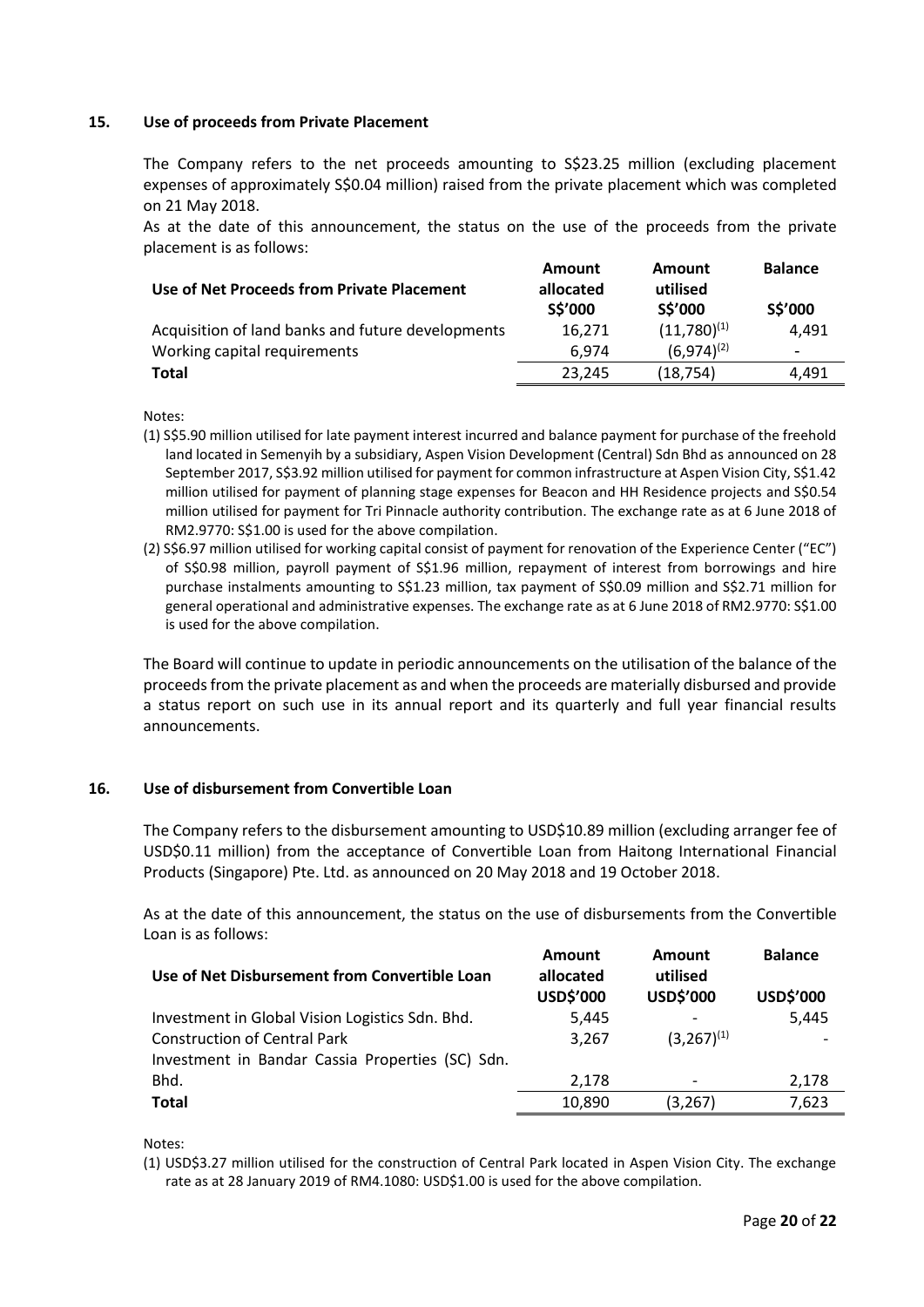## 15. Use of proceeds from Private Placement

The Company refers to the net proceeds amounting to S$23.25 million (excluding placement expenses of approximately S$0.04 million) raised from the private placement which was completed on 21 May 2018.

As at the date of this announcement, the status on the use of the proceeds from the private placement is as follows:

| Use of Net Proceeds from Private Placement | Amount allocated S$'000 | Amount utilised S$'000 | Balance S$'000 |
|---|---|---|---|
| Acquisition of land banks and future developments | 16,271 | (11,780)[(1)] | 4,491 |
| Working capital requirements | 6,974 | (6,974)[(2)] | - |
| **Total** | 23,245 | (18,754) | 4,491 |

Notes:

(1) S$5.90 million utilised for late payment interest incurred and balance payment for purchase of the freehold land located in Semenyih by a subsidiary, Aspen Vision Development (Central) Sdn Bhd as announced on 28 September 2017, S$3.92 million utilised for payment for common infrastructure at Aspen Vision City, S$1.42 million utilised for payment of planning stage expenses for Beacon and HH Residence projects and S$0.54 million utilised for payment for Tri Pinnacle authority contribution. The exchange rate as at 6 June 2018 of RM2.9770: S$1.00 is used for the above compilation.

(2) S$6.97 million utilised for working capital consist of payment for renovation of the Experience Center ("EC") of S$0.98 million, payroll payment of S$1.96 million, repayment of interest from borrowings and hire purchase instalments amounting to S$1.23 million, tax payment of S$0.09 million and S$2.71 million for general operational and administrative expenses. The exchange rate as at 6 June 2018 of RM2.9770: S$1.00 is used for the above compilation.

The Board will continue to update in periodic announcements on the utilisation of the balance of the proceeds from the private placement as and when the proceeds are materially disbursed and provide a status report on such use in its annual report and its quarterly and full year financial results announcements.

## 16. Use of disbursement from Convertible Loan

The Company refers to the disbursement amounting to USD$10.89 million (excluding arranger fee of USD$0.11 million) from the acceptance of Convertible Loan from Haitong International Financial Products (Singapore) Pte. Ltd. as announced on 20 May 2018 and 19 October 2018.

As at the date of this announcement, the status on the use of disbursements from the Convertible Loan is as follows:

| Use of Net Disbursement from Convertible Loan | Amount allocated USD$'000 | Amount utilised USD$'000 | Balance USD$'000 |
|---|---|---|---|
| Investment in Global Vision Logistics Sdn. Bhd. | 5,445 | - | 5,445 |
| Construction of Central Park | 3,267 | (3,267)[(1)] | - |
| Investment in Bandar Cassia Properties (SC) Sdn. Bhd. | 2,178 | - | 2,178 |
| **Total** | 10,890 | (3,267) | 7,623 |

Notes:

(1) USD$3.27 million utilised for the construction of Central Park located in Aspen Vision City. The exchange rate as at 28 January 2019 of RM4.1080: USD$1.00 is used for the above compilation.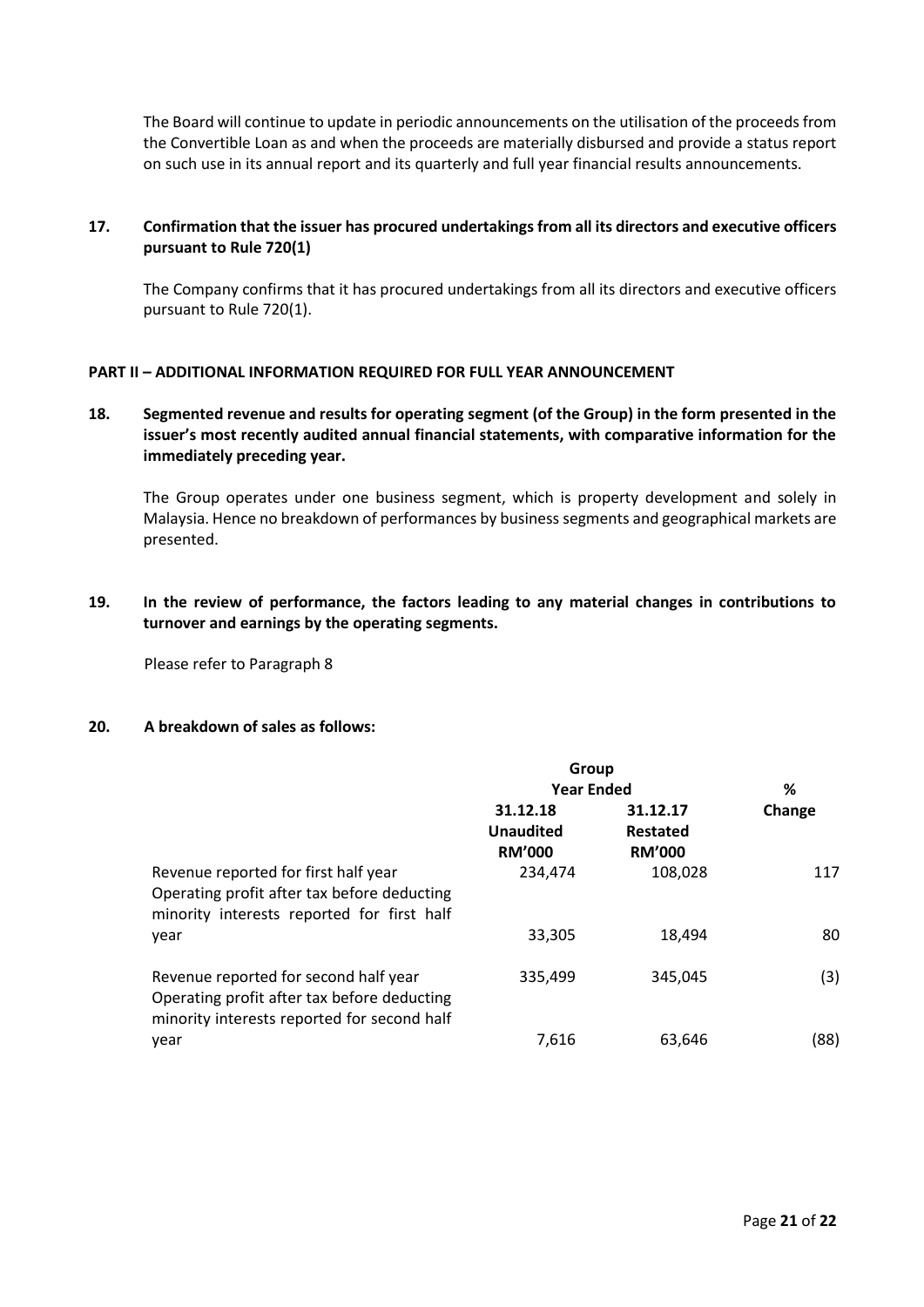The Board will continue to update in periodic announcements on the utilisation of the proceeds from the Convertible Loan as and when the proceeds are materially disbursed and provide a status report on such use in its annual report and its quarterly and full year financial results announcements.

**17. Confirmation that the issuer has procured undertakings from all its directors and executive officers pursuant to Rule 720(1)**

The Company confirms that it has procured undertakings from all its directors and executive officers pursuant to Rule 720(1).

**PART II – ADDITIONAL INFORMATION REQUIRED FOR FULL YEAR ANNOUNCEMENT**

**18. Segmented revenue and results for operating segment (of the Group) in the form presented in the issuer's most recently audited annual financial statements, with comparative information for the immediately preceding year.**

The Group operates under one business segment, which is property development and solely in Malaysia. Hence no breakdown of performances by business segments and geographical markets are presented.

**19. In the review of performance, the factors leading to any material changes in contributions to turnover and earnings by the operating segments.**

Please refer to Paragraph 8

**20. A breakdown of sales as follows:**

| | Group Year Ended | | % |
|---|---|---|---|
| | 31.12.18 Unaudited RM'000 | 31.12.17 Restated RM'000 | Change |
| Revenue reported for first half year | 234,474 | 108,028 | 117 |
| Operating profit after tax before deducting minority interests reported for first half year | 33,305 | 18,494 | 80 |
| Revenue reported for second half year | 335,499 | 345,045 | (3) |
| Operating profit after tax before deducting minority interests reported for second half year | 7,616 | 63,646 | (88) |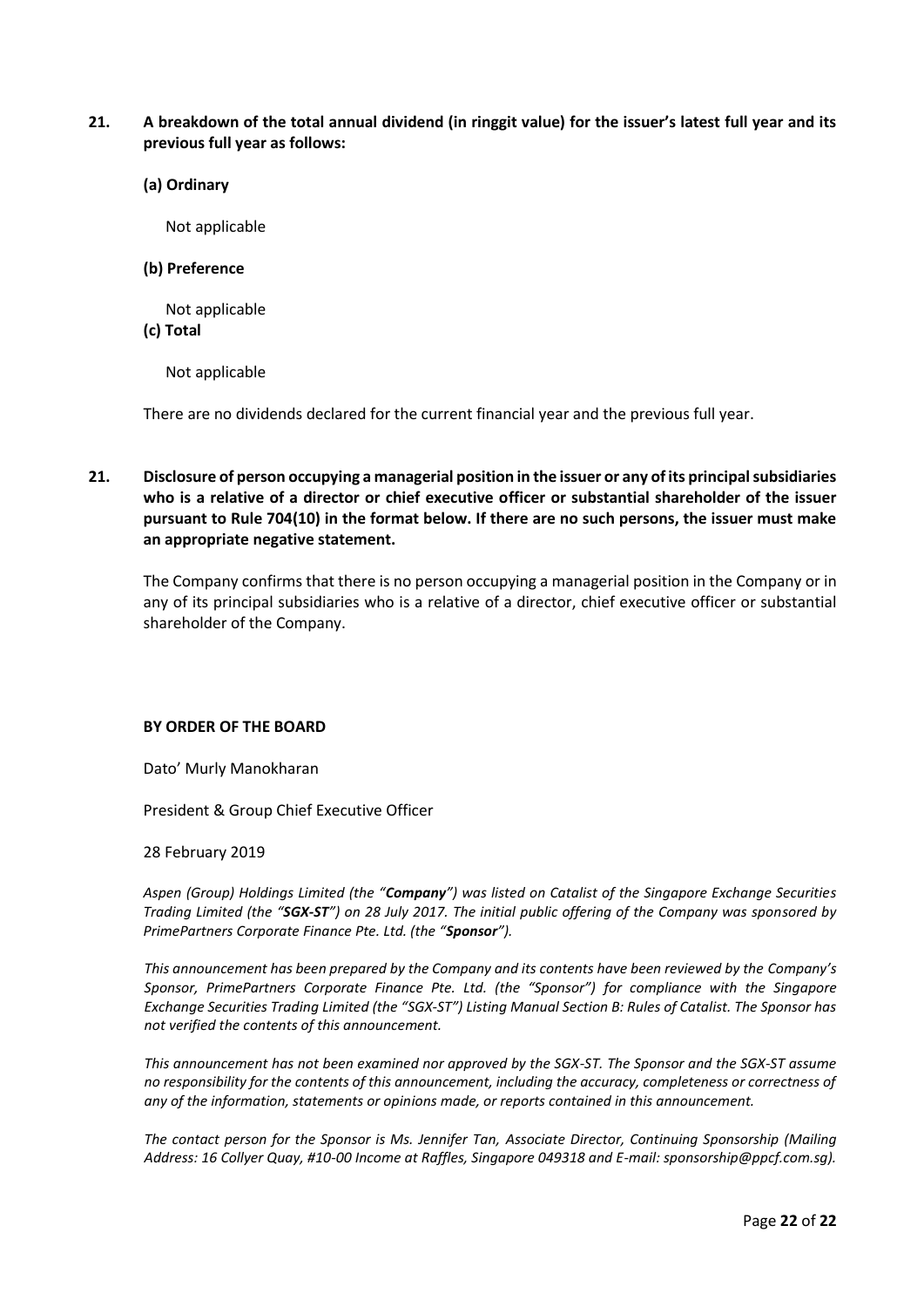**21. A breakdown of the total annual dividend (in ringgit value) for the issuer's latest full year and its previous full year as follows:**

**(a) Ordinary**

Not applicable

**(b) Preference**

Not applicable

**(c) Total**

Not applicable

There are no dividends declared for the current financial year and the previous full year.

**21. Disclosure of person occupying a managerial position in the issuer or any of its principal subsidiaries who is a relative of a director or chief executive officer or substantial shareholder of the issuer pursuant to Rule 704(10) in the format below. If there are no such persons, the issuer must make an appropriate negative statement.**

The Company confirms that there is no person occupying a managerial position in the Company or in any of its principal subsidiaries who is a relative of a director, chief executive officer or substantial shareholder of the Company.

**BY ORDER OF THE BOARD**

Dato' Murly Manokharan

President & Group Chief Executive Officer

28 February 2019

*Aspen (Group) Holdings Limited (the "**Company**") was listed on Catalist of the Singapore Exchange Securities Trading Limited (the "**SGX-ST**") on 28 July 2017. The initial public offering of the Company was sponsored by PrimePartners Corporate Finance Pte. Ltd. (the "**Sponsor**").*

*This announcement has been prepared by the Company and its contents have been reviewed by the Company's Sponsor, PrimePartners Corporate Finance Pte. Ltd. (the "Sponsor") for compliance with the Singapore Exchange Securities Trading Limited (the "SGX-ST") Listing Manual Section B: Rules of Catalist. The Sponsor has not verified the contents of this announcement.*

*This announcement has not been examined nor approved by the SGX-ST. The Sponsor and the SGX-ST assume no responsibility for the contents of this announcement, including the accuracy, completeness or correctness of any of the information, statements or opinions made, or reports contained in this announcement.*

*The contact person for the Sponsor is Ms. Jennifer Tan, Associate Director, Continuing Sponsorship (Mailing Address: 16 Collyer Quay, #10-00 Income at Raffles, Singapore 049318 and E-mail: sponsorship@ppcf.com.sg).*